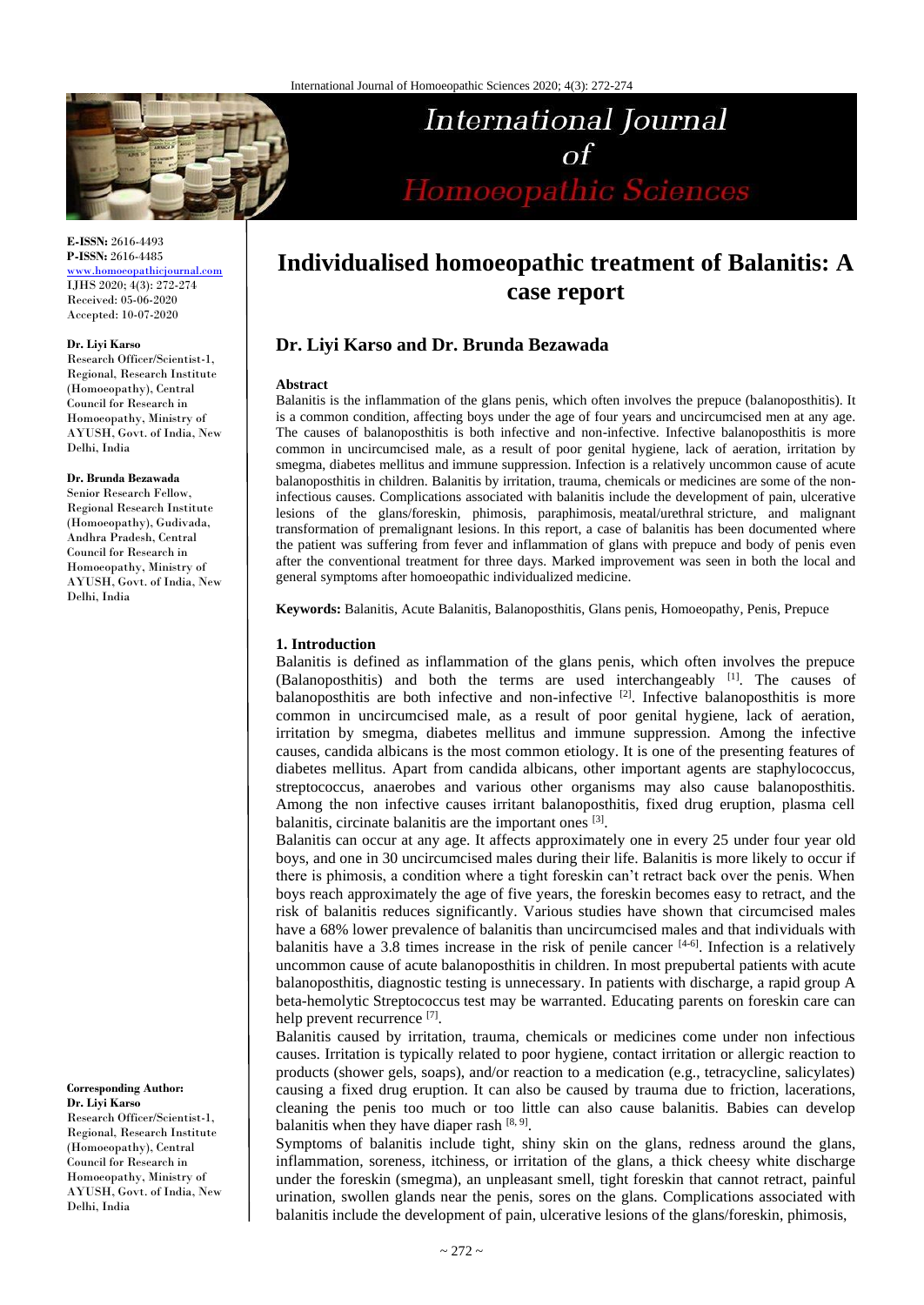# Individualised homoeopathic treatment of Balanitis: A case report

## Dr. Liyi Karso and Dr. Brunda Bezawada

**E-ISSN:** 2616-4493
**P-ISSN:** 2616-4485
www.homoeopathicjournal.com
IJHS 2020; 4(3): 272-274
Received: 05-06-2020
Accepted: 10-07-2020

**Dr. Liyi Karso**
Research Officer/Scientist-1, Regional, Research Institute (Homoeopathy), Central Council for Research in Homoeopathy, Ministry of AYUSH, Govt. of India, New Delhi, India

**Dr. Brunda Bezawada**
Senior Research Fellow, Regional Research Institute (Homoeopathy), Gudivada, Andhra Pradesh, Central Council for Research in Homoeopathy, Ministry of AYUSH, Govt. of India, New Delhi, India

**Corresponding Author:**
**Dr. Liyi Karso**
Research Officer/Scientist-1, Regional, Research Institute (Homoeopathy), Central Council for Research in Homoeopathy, Ministry of AYUSH, Govt. of India, New Delhi, India

### Abstract

Balanitis is the inflammation of the glans penis, which often involves the prepuce (balanoposthitis). It is a common condition, affecting boys under the age of four years and uncircumcised men at any age. The causes of balanoposthitis is both infective and non-infective. Infective balanoposthitis is more common in uncircumcised male, as a result of poor genital hygiene, lack of aeration, irritation by smegma, diabetes mellitus and immune suppression. Infection is a relatively uncommon cause of acute balanoposthitis in children. Balanitis by irritation, trauma, chemicals or medicines are some of the non-infectious causes. Complications associated with balanitis include the development of pain, ulcerative lesions of the glans/foreskin, phimosis, paraphimosis, meatal/urethral stricture, and malignant transformation of premalignant lesions. In this report, a case of balanitis has been documented where the patient was suffering from fever and inflammation of glans with prepuce and body of penis even after the conventional treatment for three days. Marked improvement was seen in both the local and general symptoms after homoeopathic individualized medicine.

**Keywords:** Balanitis, Acute Balanitis, Balanoposthitis, Glans penis, Homoeopathy, Penis, Prepuce

### 1. Introduction

Balanitis is defined as inflammation of the glans penis, which often involves the prepuce (Balanoposthitis) and both the terms are used interchangeably [1]. The causes of balanoposthitis are both infective and non-infective [2]. Infective balanoposthitis is more common in uncircumcised male, as a result of poor genital hygiene, lack of aeration, irritation by smegma, diabetes mellitus and immune suppression. Among the infective causes, candida albicans is the most common etiology. It is one of the presenting features of diabetes mellitus. Apart from candida albicans, other important agents are staphylococcus, streptococcus, anaerobes and various other organisms may also cause balanoposthitis. Among the non infective causes irritant balanoposthitis, fixed drug eruption, plasma cell balanitis, circinate balanitis are the important ones [3].

Balanitis can occur at any age. It affects approximately one in every 25 under four year old boys, and one in 30 uncircumcised males during their life. Balanitis is more likely to occur if there is phimosis, a condition where a tight foreskin can't retract back over the penis. When boys reach approximately the age of five years, the foreskin becomes easy to retract, and the risk of balanitis reduces significantly. Various studies have shown that circumcised males have a 68% lower prevalence of balanitis than uncircumcised males and that individuals with balanitis have a 3.8 times increase in the risk of penile cancer [4-6]. Infection is a relatively uncommon cause of acute balanoposthitis in children. In most prepubertal patients with acute balanoposthitis, diagnostic testing is unnecessary. In patients with discharge, a rapid group A beta-hemolytic Streptococcus test may be warranted. Educating parents on foreskin care can help prevent recurrence [7].

Balanitis caused by irritation, trauma, chemicals or medicines come under non infectious causes. Irritation is typically related to poor hygiene, contact irritation or allergic reaction to products (shower gels, soaps), and/or reaction to a medication (e.g., tetracycline, salicylates) causing a fixed drug eruption. It can also be caused by trauma due to friction, lacerations, cleaning the penis too much or too little can also cause balanitis. Babies can develop balanitis when they have diaper rash [8, 9].

Symptoms of balanitis include tight, shiny skin on the glans, redness around the glans, inflammation, soreness, itchiness, or irritation of the glans, a thick cheesy white discharge under the foreskin (smegma), an unpleasant smell, tight foreskin that cannot retract, painful urination, swollen glands near the penis, sores on the glans. Complications associated with balanitis include the development of pain, ulcerative lesions of the glans/foreskin, phimosis,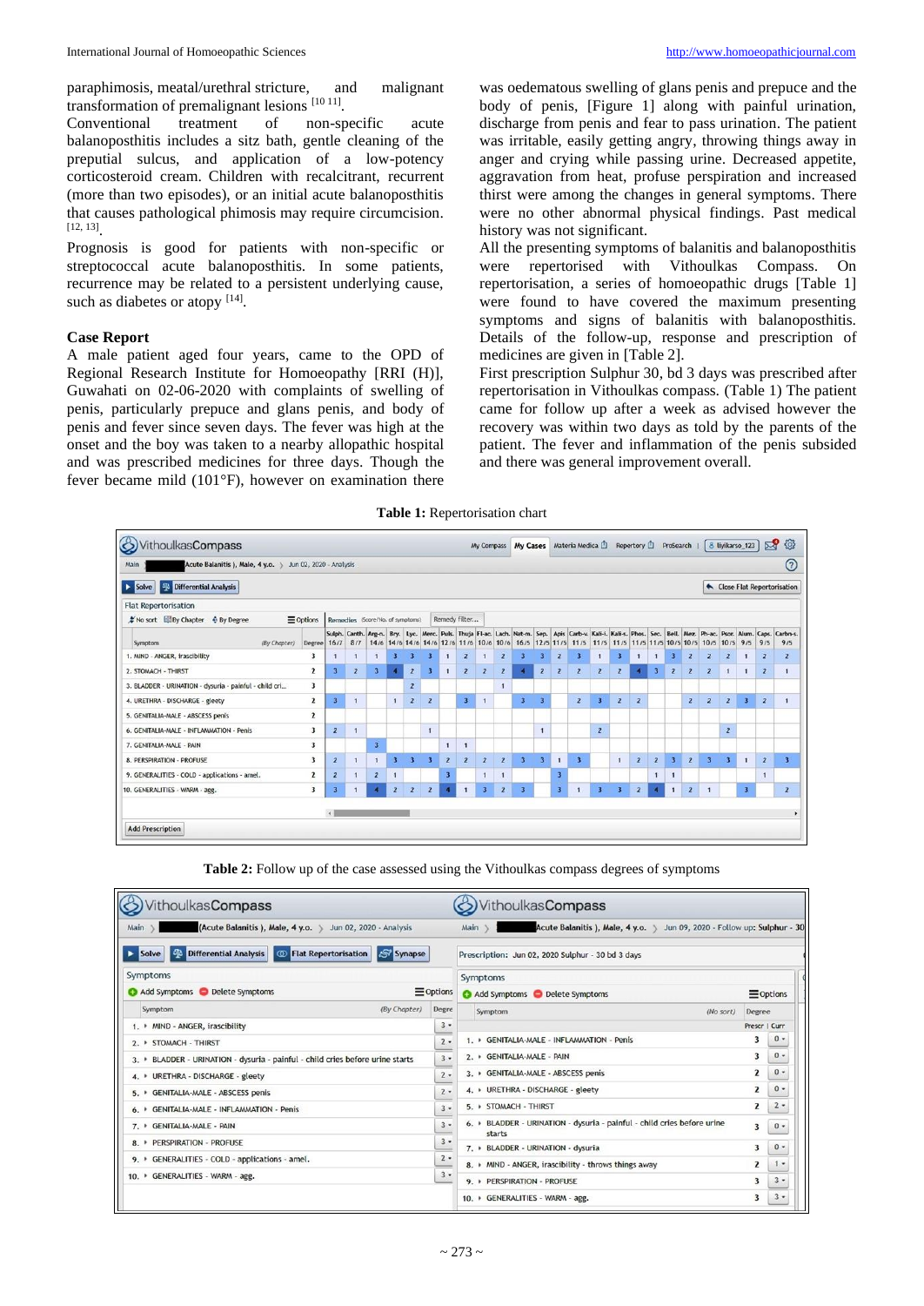paraphimosis, meatal/urethral stricture, and malignant transformation of premalignant lesions [10 11].

Conventional treatment of non-specific acute balanoposthitis includes a sitz bath, gentle cleaning of the preputial sulcus, and application of a low-potency corticosteroid cream. Children with recalcitrant, recurrent (more than two episodes), or an initial acute balanoposthitis that causes pathological phimosis may require circumcision. [12, 13].

Prognosis is good for patients with non-specific or streptococcal acute balanoposthitis. In some patients, recurrence may be related to a persistent underlying cause, such as diabetes or atopy [14].

## Case Report

A male patient aged four years, came to the OPD of Regional Research Institute for Homoeopathy [RRI (H)], Guwahati on 02-06-2020 with complaints of swelling of penis, particularly prepuce and glans penis, and body of penis and fever since seven days. The fever was high at the onset and the boy was taken to a nearby allopathic hospital and was prescribed medicines for three days. Though the fever became mild (101°F), however on examination there was oedematous swelling of glans penis and prepuce and the body of penis, [Figure 1] along with painful urination, discharge from penis and fear to pass urination. The patient was irritable, easily getting angry, throwing things away in anger and crying while passing urine. Decreased appetite, aggravation from heat, profuse perspiration and increased thirst were among the changes in general symptoms. There were no other abnormal physical findings. Past medical history was not significant.

All the presenting symptoms of balanitis and balanoposthitis were repertorised with Vithoulkas Compass. On repertorisation, a series of homoeopathic drugs [Table 1] were found to have covered the maximum presenting symptoms and signs of balanitis with balanoposthitis. Details of the follow-up, response and prescription of medicines are given in [Table 2].

First prescription Sulphur 30, bd 3 days was prescribed after repertorisation in Vithoulkas compass. (Table 1) The patient came for follow up after a week as advised however the recovery was within two days as told by the parents of the patient. The fever and inflammation of the penis subsided and there was general improvement overall.

**Table 1:** Repertorisation chart

VithoulkasCompass — Main > (Acute Balanitis ), Male, 4 y.o. > Jun 02, 2020 - Analysis

Flat Reportorisation

| Symptom | Degree | Sulph. 16/7 | Canth. 8/7 | Arg-n. 14/6 | Bry. 14/6 | Lyc. 14/6 | Merc. 14/6 | Puls. 12/6 | Thuja 11/6 | Fl-ac. 10/6 | Lach. 10/6 | Nat-m. 16/5 | Sep. 12/5 | Apis 11/5 | Carb-v. 11/5 | Kali-i. 11/5 | Kali-s. 11/5 | Phos. 11/5 | Sec. 11/5 | Bell. 10/5 | Merc. 10/5 | Ph-ac. 10/5 | Psor. 10/5 | Alum. 9/5 | Caps. 9/5 | Carbn-s. 9/5 |
|---|---|---|---|---|---|---|---|---|---|---|---|---|---|---|---|---|---|---|---|---|---|---|---|---|---|---|
| 1. MIND - ANGER, irascibility | 3 | 1 | 1 | 1 | 3 | 3 | 3 | 1 | 2 | 1 | 2 | 3 | 3 | 2 | 3 | 1 | 3 | 1 | 1 | 3 | 2 | 2 | 2 | 1 | 2 | 2 |
| 2. STOMACH - THIRST | 2 | 3 | 2 | 3 | 4 | 2 | 3 | 1 | 2 | 2 | 2 | 4 | 2 | 2 | 2 | 2 | 2 | 4 | 3 | 2 | 2 | 2 | 1 | 1 | 2 | 1 |
| 3. BLADDER - URINATION - dysuria - painful - child cri... | 3 | | | | | 2 | | | | | 1 | | | | | | | | | | | | | | | |
| 4. URETHRA - DISCHARGE - gleety | 2 | 3 | 1 | | 1 | 2 | 2 | | 3 | 1 | | 3 | 3 | | 2 | 3 | 2 | 2 | | | 2 | 2 | 2 | 3 | 2 | 1 |
| 5. GENITALIA-MALE - ABSCESS penis | 2 | | | | | | | | | | | | | | | | | | | | | | | | | |
| 6. GENITALIA-MALE - INFLAMMATION - Penis | 3 | 2 | 1 | | | | 1 | | | | | | 1 | | | 2 | | | | | | | 2 | | | |
| 7. GENITALIA-MALE - PAIN | 3 | | | 3 | | | | 1 | 1 | | | | | | | | | | | | | | | | | |
| 8. PERSPIRATION - PROFUSE | 3 | 2 | 1 | 1 | 3 | 3 | 3 | 2 | 2 | 2 | 2 | 3 | 3 | 1 | 3 | | 1 | 2 | 2 | 3 | 2 | 3 | 3 | 1 | 2 | 3 |
| 9. GENERALITIES - COLD - applications - amel. | 2 | 2 | 1 | 2 | 1 | | | 3 | | 1 | 1 | | | 3 | | | | | 1 | 1 | | | | | 1 | |
| 10. GENERALITIES - WARM - agg. | 3 | 3 | 1 | 4 | 2 | 2 | 2 | 4 | 1 | 3 | 2 | 3 | | 3 | 1 | 3 | 3 | 2 | 4 | 1 | 2 | 1 | | 3 | | 2 |

**Table 2:** Follow up of the case assessed using the Vithoulkas compass degrees of symptoms

VithoulkasCompass — Main > (Acute Balanitis ), Male, 4 y.o. > Jun 02, 2020 - Analysis

| Symptom | Degree |
|---|---|
| 1. MIND - ANGER, irascibility | 3 |
| 2. STOMACH - THIRST | 2 |
| 3. BLADDER - URINATION - dysuria - painful - child cries before urine starts | 3 |
| 4. URETHRA - DISCHARGE - gleety | 2 |
| 5. GENITALIA-MALE - ABSCESS penis | 2 |
| 6. GENITALIA-MALE - INFLAMMATION - Penis | 3 |
| 7. GENITALIA-MALE - PAIN | 3 |
| 8. PERSPIRATION - PROFUSE | 3 |
| 9. GENERALITIES - COLD - applications - amel. | 2 |
| 10. GENERALITIES - WARM - agg. | 3 |

VithoulkasCompass — Main > Acute Balanitis ), Male, 4 y.o. > Jun 09, 2020 - Follow up: Sulphur - 30

Prescription: Jun 02, 2020 Sulphur - 30 bd 3 days

| Symptom | Degree Prescr | Degree Curr |
|---|---|---|
| 1. GENITALIA-MALE - INFLAMMATION - Penis | 3 | 0 |
| 2. GENITALIA-MALE - PAIN | 3 | 0 |
| 3. GENITALIA-MALE - ABSCESS penis | 2 | 0 |
| 4. URETHRA - DISCHARGE - gleety | 2 | 0 |
| 5. STOMACH - THIRST | 2 | 2 |
| 6. BLADDER - URINATION - dysuria - painful - child cries before urine starts | 3 | 0 |
| 7. BLADDER - URINATION - dysuria | 3 | 0 |
| 8. MIND - ANGER, irascibility - throws things away | 2 | 1 |
| 9. PERSPIRATION - PROFUSE | 3 | 3 |
| 10. GENERALITIES - WARM - agg. | 3 | 3 |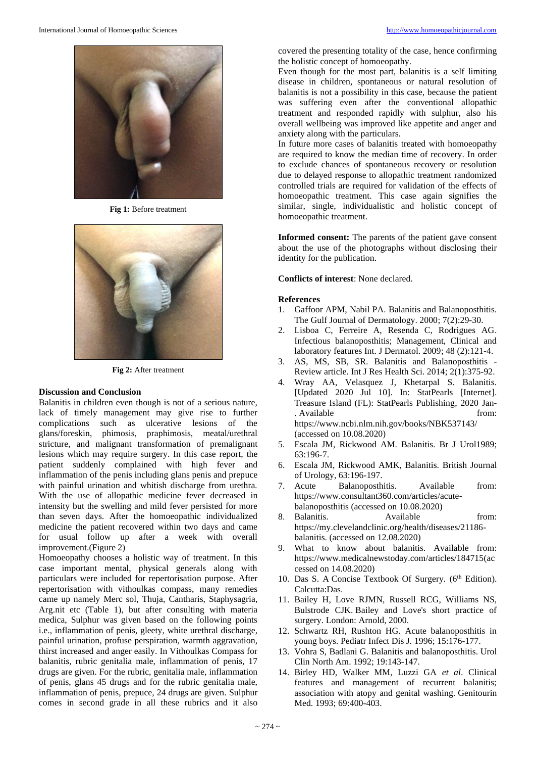Fig 1: Before treatment

Fig 2: After treatment

## Discussion and Conclusion

Balanitis in children even though is not of a serious nature, lack of timely management may give rise to further complications such as ulcerative lesions of the glans/foreskin, phimosis, praphimosis, meatal/urethral stricture, and malignant transformation of premalignant lesions which may require surgery. In this case report, the patient suddenly complained with high fever and inflammation of the penis including glans penis and prepuce with painful urination and whitish discharge from urethra. With the use of allopathic medicine fever decreased in intensity but the swelling and mild fever persisted for more than seven days. After the homoeopathic individualized medicine the patient recovered within two days and came for usual follow up after a week with overall improvement.(Figure 2)

Homoeopathy chooses a holistic way of treatment. In this case important mental, physical generals along with particulars were included for repertorisation purpose. After repertorisation with vithoulkas compass, many remedies came up namely Merc sol, Thuja, Cantharis, Staphysagria, Arg.nit etc (Table 1), but after consulting with materia medica, Sulphur was given based on the following points i.e., inflammation of penis, gleety, white urethral discharge, painful urination, profuse perspiration, warmth aggravation, thirst increased and anger easily. In Vithoulkas Compass for balanitis, rubric genitalia male, inflammation of penis, 17 drugs are given. For the rubric, genitalia male, inflammation of penis, glans 45 drugs and for the rubric genitalia male, inflammation of penis, prepuce, 24 drugs are given. Sulphur comes in second grade in all these rubrics and it also covered the presenting totality of the case, hence confirming the holistic concept of homoeopathy.

Even though for the most part, balanitis is a self limiting disease in children, spontaneous or natural resolution of balanitis is not a possibility in this case, because the patient was suffering even after the conventional allopathic treatment and responded rapidly with sulphur, also his overall wellbeing was improved like appetite and anger and anxiety along with the particulars.

In future more cases of balanitis treated with homoeopathy are required to know the median time of recovery. In order to exclude chances of spontaneous recovery or resolution due to delayed response to allopathic treatment randomized controlled trials are required for validation of the effects of homoeopathic treatment. This case again signifies the similar, single, individualistic and holistic concept of homoeopathic treatment.

**Informed consent:** The parents of the patient gave consent about the use of the photographs without disclosing their identity for the publication.

**Conflicts of interest**: None declared.

## References

1. Gaffoor APM, Nabil PA. Balanitis and Balanoposthitis. The Gulf Journal of Dermatology. 2000; 7(2):29-30.
2. Lisboa C, Ferreire A, Resenda C, Rodrigues AG. Infectious balanoposthitis; Management, Clinical and laboratory features Int. J Dermatol. 2009; 48 (2):121-4.
3. AS, MS, SB, SR. Balanitis and Balanoposthitis - Review article. Int J Res Health Sci. 2014; 2(1):375-92.
4. Wray AA, Velasquez J, Khetarpal S. Balanitis. [Updated 2020 Jul 10]. In: StatPearls [Internet]. Treasure Island (FL): StatPearls Publishing, 2020 Jan-. Available from: https://www.ncbi.nlm.nih.gov/books/NBK537143/ (accessed on 10.08.2020)
5. Escala JM, Rickwood AM. Balanitis. Br J Urol1989; 63:196-7.
6. Escala JM, Rickwood AMK, Balanitis. British Journal of Urology, 63:196-197.
7. Acute Balanoposthitis. Available from: https://www.consultant360.com/articles/acute-balanoposthitis (accessed on 10.08.2020)
8. Balanitis. Available from: https://my.clevelandclinic.org/health/diseases/21186-balanitis. (accessed on 12.08.2020)
9. What to know about balanitis. Available from: https://www.medicalnewstoday.com/articles/184715(accessed on 14.08.2020)
10. Das S. A Concise Textbook Of Surgery. (6th Edition). Calcutta:Das.
11. Bailey H, Love RJMN, Russell RCG, Williams NS, Bulstrode CJK. Bailey and Love's short practice of surgery. London: Arnold, 2000.
12. Schwartz RH, Rushton HG. Acute balanoposthitis in young boys. Pediatr Infect Dis J. 1996; 15:176-177.
13. Vohra S, Badlani G. Balanitis and balanoposthitis. Urol Clin North Am. 1992; 19:143-147.
14. Birley HD, Walker MM, Luzzi GA *et al*. Clinical features and management of recurrent balanitis; association with atopy and genital washing. Genitourin Med. 1993; 69:400-403.